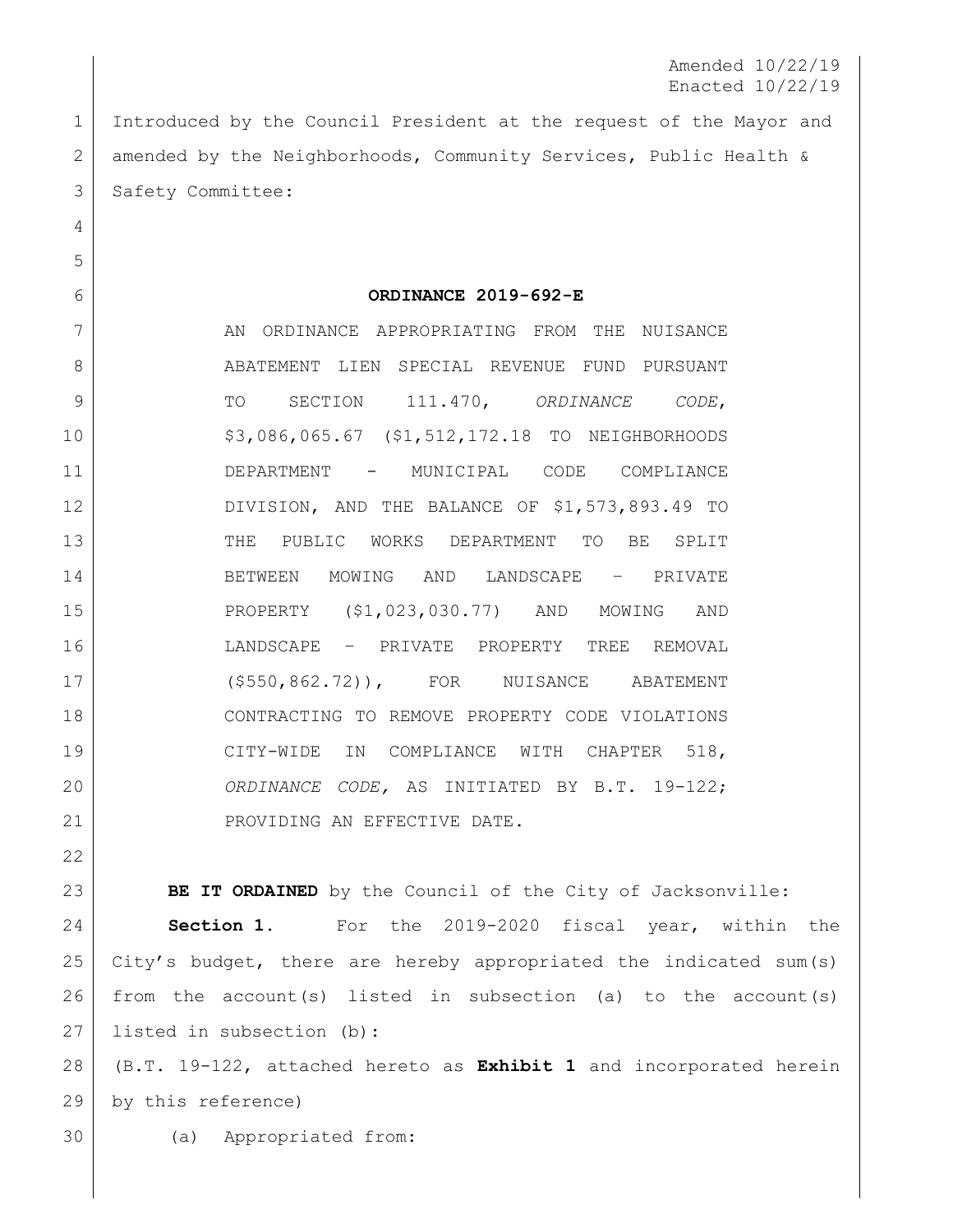Amended 10/22/19
Enacted 10/22/19

Introduced by the Council President at the request of the Mayor and amended by the Neighborhoods, Community Services, Public Health & Safety Committee:

**ORDINANCE 2019-692-E**

AN ORDINANCE APPROPRIATING FROM THE NUISANCE ABATEMENT LIEN SPECIAL REVENUE FUND PURSUANT TO SECTION 111.470, *ORDINANCE CODE*, $3,086,065.67 ($1,512,172.18 TO NEIGHBORHOODS DEPARTMENT - MUNICIPAL CODE COMPLIANCE DIVISION, AND THE BALANCE OF $1,573,893.49 TO THE PUBLIC WORKS DEPARTMENT TO BE SPLIT BETWEEN MOWING AND LANDSCAPE – PRIVATE PROPERTY ($1,023,030.77) AND MOWING AND LANDSCAPE – PRIVATE PROPERTY TREE REMOVAL ($550,862.72)), FOR NUISANCE ABATEMENT CONTRACTING TO REMOVE PROPERTY CODE VIOLATIONS CITY-WIDE IN COMPLIANCE WITH CHAPTER 518, *ORDINANCE CODE,* AS INITIATED BY B.T. 19-122; PROVIDING AN EFFECTIVE DATE.

**BE IT ORDAINED** by the Council of the City of Jacksonville:

**Section 1.** For the 2019-2020 fiscal year, within the City's budget, there are hereby appropriated the indicated sum(s) from the account(s) listed in subsection (a) to the account(s) listed in subsection (b):

(B.T. 19-122, attached hereto as **Exhibit 1** and incorporated herein by this reference)

(a) Appropriated from: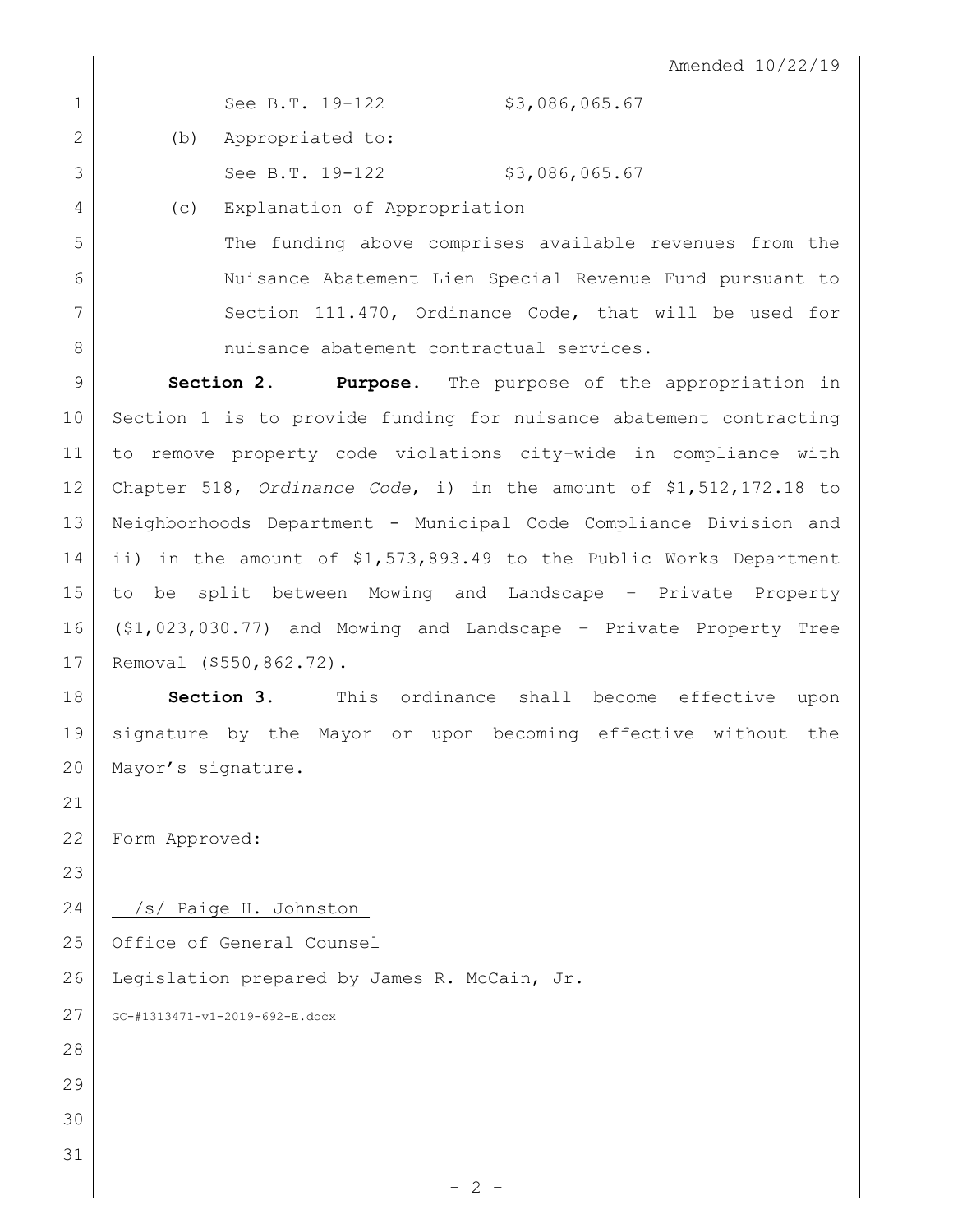Amended 10/22/19

See B.T. 19-122 $3,086,065.67

(b) Appropriated to:

See B.T. 19-122 $3,086,065.67

(c) Explanation of Appropriation

The funding above comprises available revenues from the Nuisance Abatement Lien Special Revenue Fund pursuant to Section 111.470, Ordinance Code, that will be used for nuisance abatement contractual services.

**Section 2. Purpose.** The purpose of the appropriation in Section 1 is to provide funding for nuisance abatement contracting to remove property code violations city-wide in compliance with Chapter 518, *Ordinance Code*, i) in the amount of $1,512,172.18 to Neighborhoods Department - Municipal Code Compliance Division and ii) in the amount of $1,573,893.49 to the Public Works Department to be split between Mowing and Landscape – Private Property ($1,023,030.77) and Mowing and Landscape – Private Property Tree Removal ($550,862.72).

**Section 3.** This ordinance shall become effective upon signature by the Mayor or upon becoming effective without the Mayor's signature.

Form Approved:

/s/ Paige H. Johnston

Office of General Counsel

Legislation prepared by James R. McCain, Jr.

GC-#1313471-v1-2019-692-E.docx